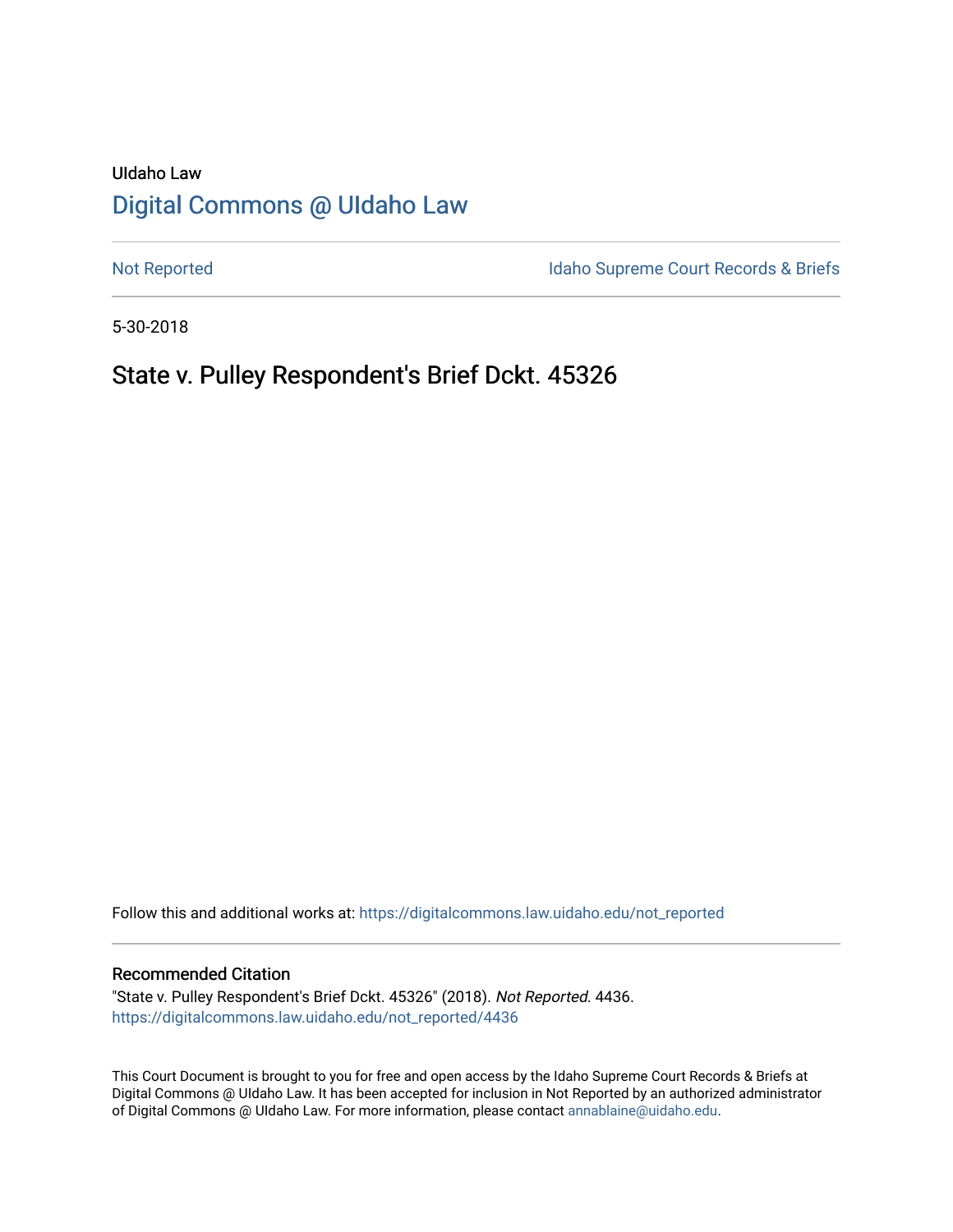UIdaho Law

# Digital Commons @ UIdaho Law

Not Reported

Idaho Supreme Court Records & Briefs

5-30-2018

## State v. Pulley Respondent's Brief Dckt. 45326

Follow this and additional works at: https://digitalcommons.law.uidaho.edu/not_reported

### Recommended Citation

"State v. Pulley Respondent's Brief Dckt. 45326" (2018). *Not Reported*. 4436.
https://digitalcommons.law.uidaho.edu/not_reported/4436

This Court Document is brought to you for free and open access by the Idaho Supreme Court Records & Briefs at Digital Commons @ UIdaho Law. It has been accepted for inclusion in Not Reported by an authorized administrator of Digital Commons @ UIdaho Law. For more information, please contact annablaine@uidaho.edu.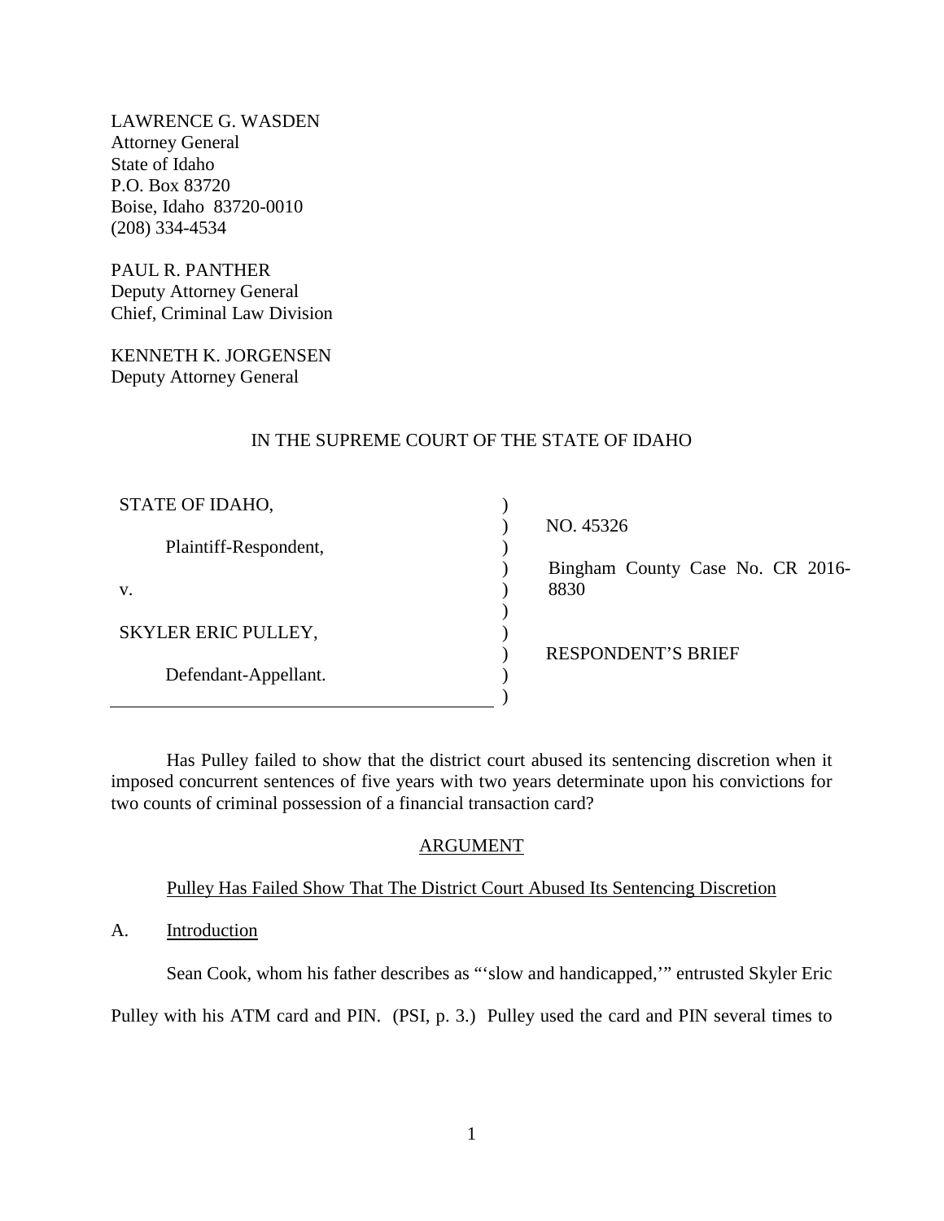LAWRENCE G. WASDEN
Attorney General
State of Idaho
P.O. Box 83720
Boise, Idaho 83720-0010
(208) 334-4534

PAUL R. PANTHER
Deputy Attorney General
Chief, Criminal Law Division

KENNETH K. JORGENSEN
Deputy Attorney General

IN THE SUPREME COURT OF THE STATE OF IDAHO

| | | |
|---|---|---|
| STATE OF IDAHO, | ) | |
| | ) | NO. 45326 |
| Plaintiff-Respondent, | ) | |
| | ) | Bingham County Case No. CR 2016-8830 |
| v. | ) | |
| | ) | |
| SKYLER ERIC PULLEY, | ) | |
| | ) | RESPONDENT'S BRIEF |
| Defendant-Appellant. | ) | |
| | ) | |

Has Pulley failed to show that the district court abused its sentencing discretion when it imposed concurrent sentences of five years with two years determinate upon his convictions for two counts of criminal possession of a financial transaction card?

## ARGUMENT

### Pulley Has Failed Show That The District Court Abused Its Sentencing Discretion

### A. Introduction

Sean Cook, whom his father describes as "'slow and handicapped,'" entrusted Skyler Eric Pulley with his ATM card and PIN. (PSI, p. 3.) Pulley used the card and PIN several times to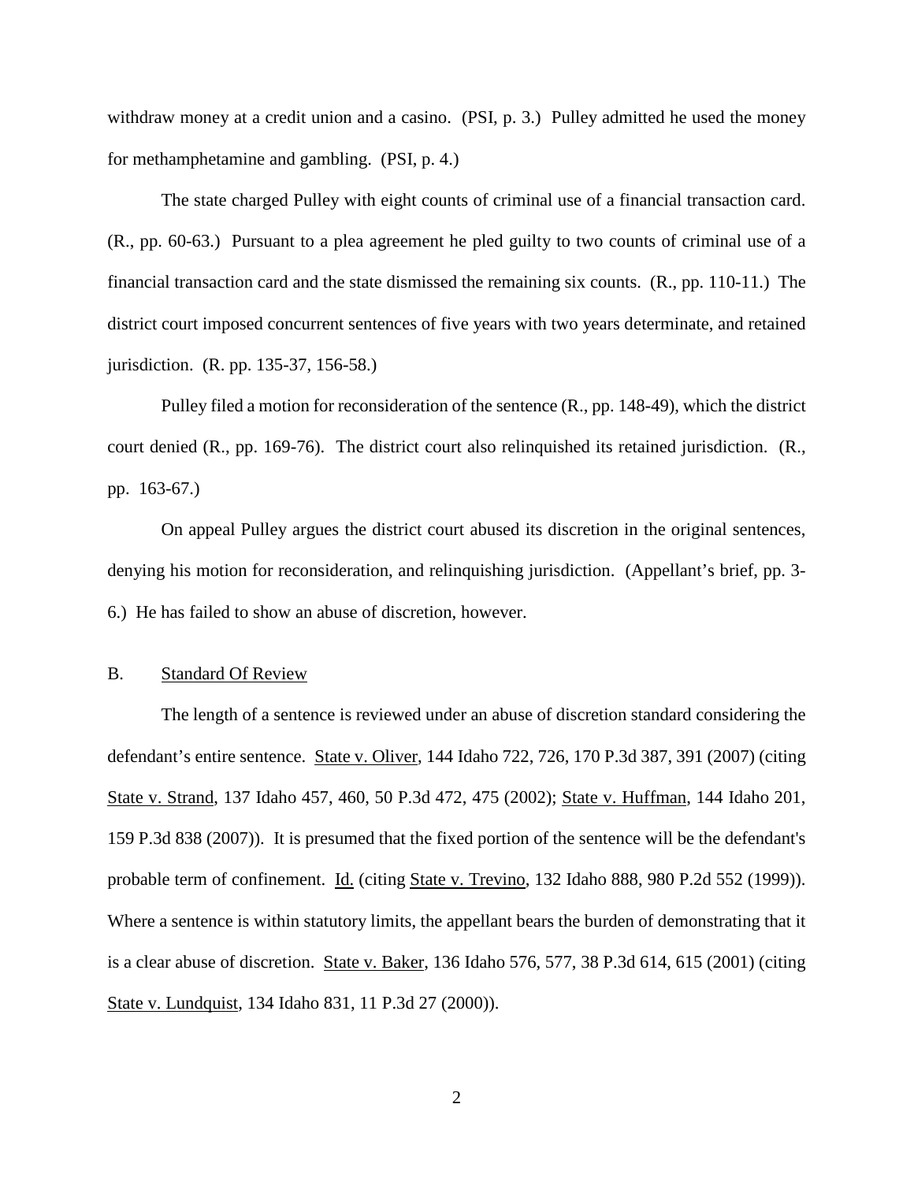withdraw money at a credit union and a casino. (PSI, p. 3.) Pulley admitted he used the money for methamphetamine and gambling. (PSI, p. 4.)

The state charged Pulley with eight counts of criminal use of a financial transaction card. (R., pp. 60-63.) Pursuant to a plea agreement he pled guilty to two counts of criminal use of a financial transaction card and the state dismissed the remaining six counts. (R., pp. 110-11.) The district court imposed concurrent sentences of five years with two years determinate, and retained jurisdiction. (R. pp. 135-37, 156-58.)

Pulley filed a motion for reconsideration of the sentence (R., pp. 148-49), which the district court denied (R., pp. 169-76). The district court also relinquished its retained jurisdiction. (R., pp. 163-67.)

On appeal Pulley argues the district court abused its discretion in the original sentences, denying his motion for reconsideration, and relinquishing jurisdiction. (Appellant's brief, pp. 3-6.) He has failed to show an abuse of discretion, however.

## B. Standard Of Review

The length of a sentence is reviewed under an abuse of discretion standard considering the defendant's entire sentence. State v. Oliver, 144 Idaho 722, 726, 170 P.3d 387, 391 (2007) (citing State v. Strand, 137 Idaho 457, 460, 50 P.3d 472, 475 (2002); State v. Huffman, 144 Idaho 201, 159 P.3d 838 (2007)). It is presumed that the fixed portion of the sentence will be the defendant's probable term of confinement. Id. (citing State v. Trevino, 132 Idaho 888, 980 P.2d 552 (1999)). Where a sentence is within statutory limits, the appellant bears the burden of demonstrating that it is a clear abuse of discretion. State v. Baker, 136 Idaho 576, 577, 38 P.3d 614, 615 (2001) (citing State v. Lundquist, 134 Idaho 831, 11 P.3d 27 (2000)).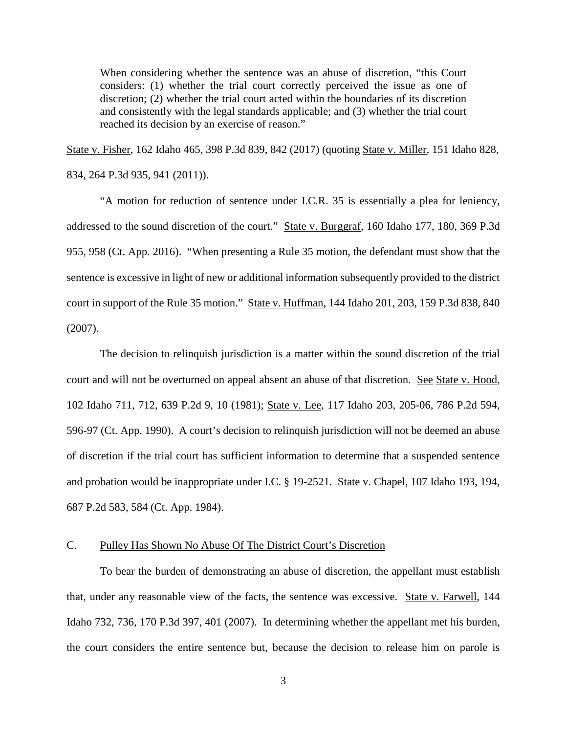> When considering whether the sentence was an abuse of discretion, "this Court considers: (1) whether the trial court correctly perceived the issue as one of discretion; (2) whether the trial court acted within the boundaries of its discretion and consistently with the legal standards applicable; and (3) whether the trial court reached its decision by an exercise of reason."

State v. Fisher, 162 Idaho 465, 398 P.3d 839, 842 (2017) (quoting State v. Miller, 151 Idaho 828, 834, 264 P.3d 935, 941 (2011)).

"A motion for reduction of sentence under I.C.R. 35 is essentially a plea for leniency, addressed to the sound discretion of the court." State v. Burggraf, 160 Idaho 177, 180, 369 P.3d 955, 958 (Ct. App. 2016). "When presenting a Rule 35 motion, the defendant must show that the sentence is excessive in light of new or additional information subsequently provided to the district court in support of the Rule 35 motion." State v. Huffman, 144 Idaho 201, 203, 159 P.3d 838, 840 (2007).

The decision to relinquish jurisdiction is a matter within the sound discretion of the trial court and will not be overturned on appeal absent an abuse of that discretion. See State v. Hood, 102 Idaho 711, 712, 639 P.2d 9, 10 (1981); State v. Lee, 117 Idaho 203, 205-06, 786 P.2d 594, 596-97 (Ct. App. 1990). A court's decision to relinquish jurisdiction will not be deemed an abuse of discretion if the trial court has sufficient information to determine that a suspended sentence and probation would be inappropriate under I.C. § 19-2521. State v. Chapel, 107 Idaho 193, 194, 687 P.2d 583, 584 (Ct. App. 1984).

## C. Pulley Has Shown No Abuse Of The District Court's Discretion

To bear the burden of demonstrating an abuse of discretion, the appellant must establish that, under any reasonable view of the facts, the sentence was excessive. State v. Farwell, 144 Idaho 732, 736, 170 P.3d 397, 401 (2007). In determining whether the appellant met his burden, the court considers the entire sentence but, because the decision to release him on parole is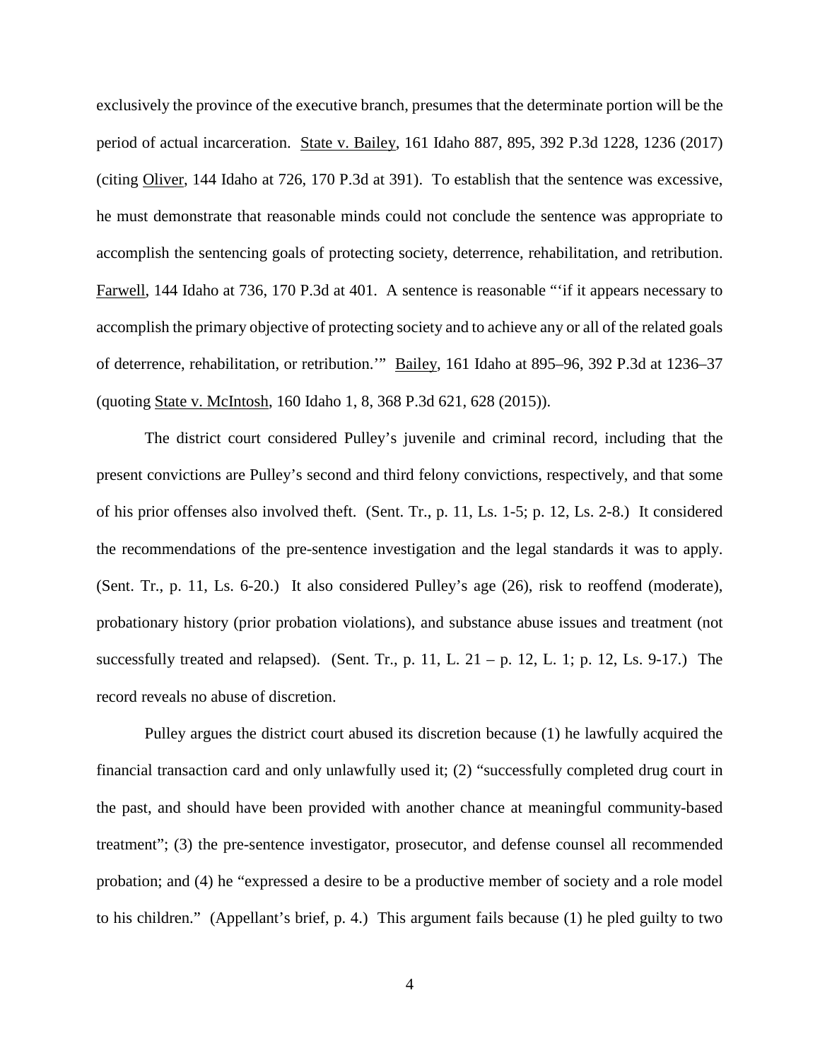exclusively the province of the executive branch, presumes that the determinate portion will be the period of actual incarceration. State v. Bailey, 161 Idaho 887, 895, 392 P.3d 1228, 1236 (2017) (citing Oliver, 144 Idaho at 726, 170 P.3d at 391). To establish that the sentence was excessive, he must demonstrate that reasonable minds could not conclude the sentence was appropriate to accomplish the sentencing goals of protecting society, deterrence, rehabilitation, and retribution. Farwell, 144 Idaho at 736, 170 P.3d at 401. A sentence is reasonable "'if it appears necessary to accomplish the primary objective of protecting society and to achieve any or all of the related goals of deterrence, rehabilitation, or retribution.'" Bailey, 161 Idaho at 895–96, 392 P.3d at 1236–37 (quoting State v. McIntosh, 160 Idaho 1, 8, 368 P.3d 621, 628 (2015)).

The district court considered Pulley's juvenile and criminal record, including that the present convictions are Pulley's second and third felony convictions, respectively, and that some of his prior offenses also involved theft. (Sent. Tr., p. 11, Ls. 1-5; p. 12, Ls. 2-8.) It considered the recommendations of the pre-sentence investigation and the legal standards it was to apply. (Sent. Tr., p. 11, Ls. 6-20.) It also considered Pulley's age (26), risk to reoffend (moderate), probationary history (prior probation violations), and substance abuse issues and treatment (not successfully treated and relapsed). (Sent. Tr., p. 11, L. 21 – p. 12, L. 1; p. 12, Ls. 9-17.) The record reveals no abuse of discretion.

Pulley argues the district court abused its discretion because (1) he lawfully acquired the financial transaction card and only unlawfully used it; (2) "successfully completed drug court in the past, and should have been provided with another chance at meaningful community-based treatment"; (3) the pre-sentence investigator, prosecutor, and defense counsel all recommended probation; and (4) he "expressed a desire to be a productive member of society and a role model to his children." (Appellant's brief, p. 4.) This argument fails because (1) he pled guilty to two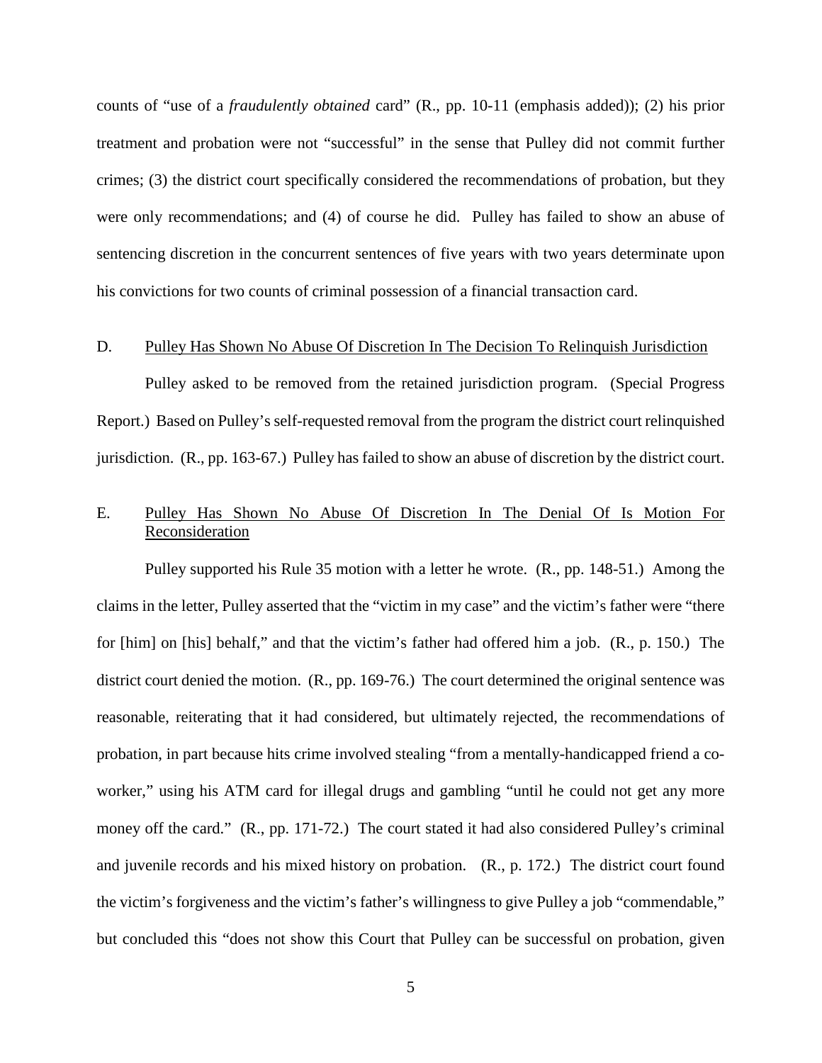counts of "use of a *fraudulently obtained* card" (R., pp. 10-11 (emphasis added)); (2) his prior treatment and probation were not "successful" in the sense that Pulley did not commit further crimes; (3) the district court specifically considered the recommendations of probation, but they were only recommendations; and (4) of course he did. Pulley has failed to show an abuse of sentencing discretion in the concurrent sentences of five years with two years determinate upon his convictions for two counts of criminal possession of a financial transaction card.

## D. Pulley Has Shown No Abuse Of Discretion In The Decision To Relinquish Jurisdiction

Pulley asked to be removed from the retained jurisdiction program. (Special Progress Report.) Based on Pulley's self-requested removal from the program the district court relinquished jurisdiction. (R., pp. 163-67.) Pulley has failed to show an abuse of discretion by the district court.

## E. Pulley Has Shown No Abuse Of Discretion In The Denial Of Is Motion For Reconsideration

Pulley supported his Rule 35 motion with a letter he wrote. (R., pp. 148-51.) Among the claims in the letter, Pulley asserted that the "victim in my case" and the victim's father were "there for [him] on [his] behalf," and that the victim's father had offered him a job. (R., p. 150.) The district court denied the motion. (R., pp. 169-76.) The court determined the original sentence was reasonable, reiterating that it had considered, but ultimately rejected, the recommendations of probation, in part because hits crime involved stealing "from a mentally-handicapped friend a co-worker," using his ATM card for illegal drugs and gambling "until he could not get any more money off the card." (R., pp. 171-72.) The court stated it had also considered Pulley's criminal and juvenile records and his mixed history on probation. (R., p. 172.) The district court found the victim's forgiveness and the victim's father's willingness to give Pulley a job "commendable," but concluded this "does not show this Court that Pulley can be successful on probation, given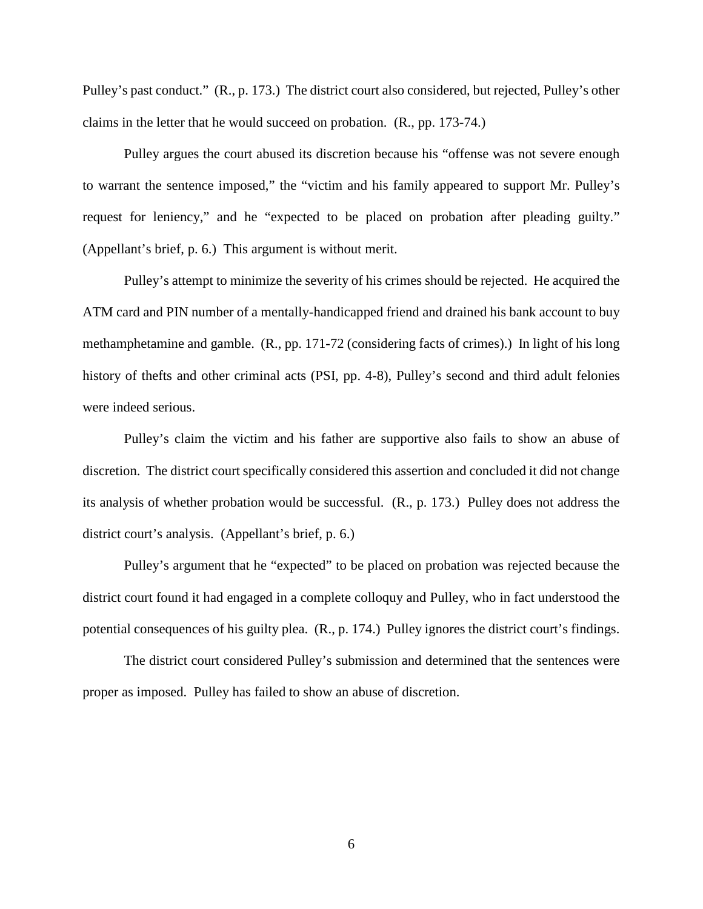Pulley's past conduct." (R., p. 173.) The district court also considered, but rejected, Pulley's other claims in the letter that he would succeed on probation. (R., pp. 173-74.)

Pulley argues the court abused its discretion because his "offense was not severe enough to warrant the sentence imposed," the "victim and his family appeared to support Mr. Pulley's request for leniency," and he "expected to be placed on probation after pleading guilty." (Appellant's brief, p. 6.) This argument is without merit.

Pulley's attempt to minimize the severity of his crimes should be rejected. He acquired the ATM card and PIN number of a mentally-handicapped friend and drained his bank account to buy methamphetamine and gamble. (R., pp. 171-72 (considering facts of crimes).) In light of his long history of thefts and other criminal acts (PSI, pp. 4-8), Pulley's second and third adult felonies were indeed serious.

Pulley's claim the victim and his father are supportive also fails to show an abuse of discretion. The district court specifically considered this assertion and concluded it did not change its analysis of whether probation would be successful. (R., p. 173.) Pulley does not address the district court's analysis. (Appellant's brief, p. 6.)

Pulley's argument that he "expected" to be placed on probation was rejected because the district court found it had engaged in a complete colloquy and Pulley, who in fact understood the potential consequences of his guilty plea. (R., p. 174.) Pulley ignores the district court's findings.

The district court considered Pulley's submission and determined that the sentences were proper as imposed. Pulley has failed to show an abuse of discretion.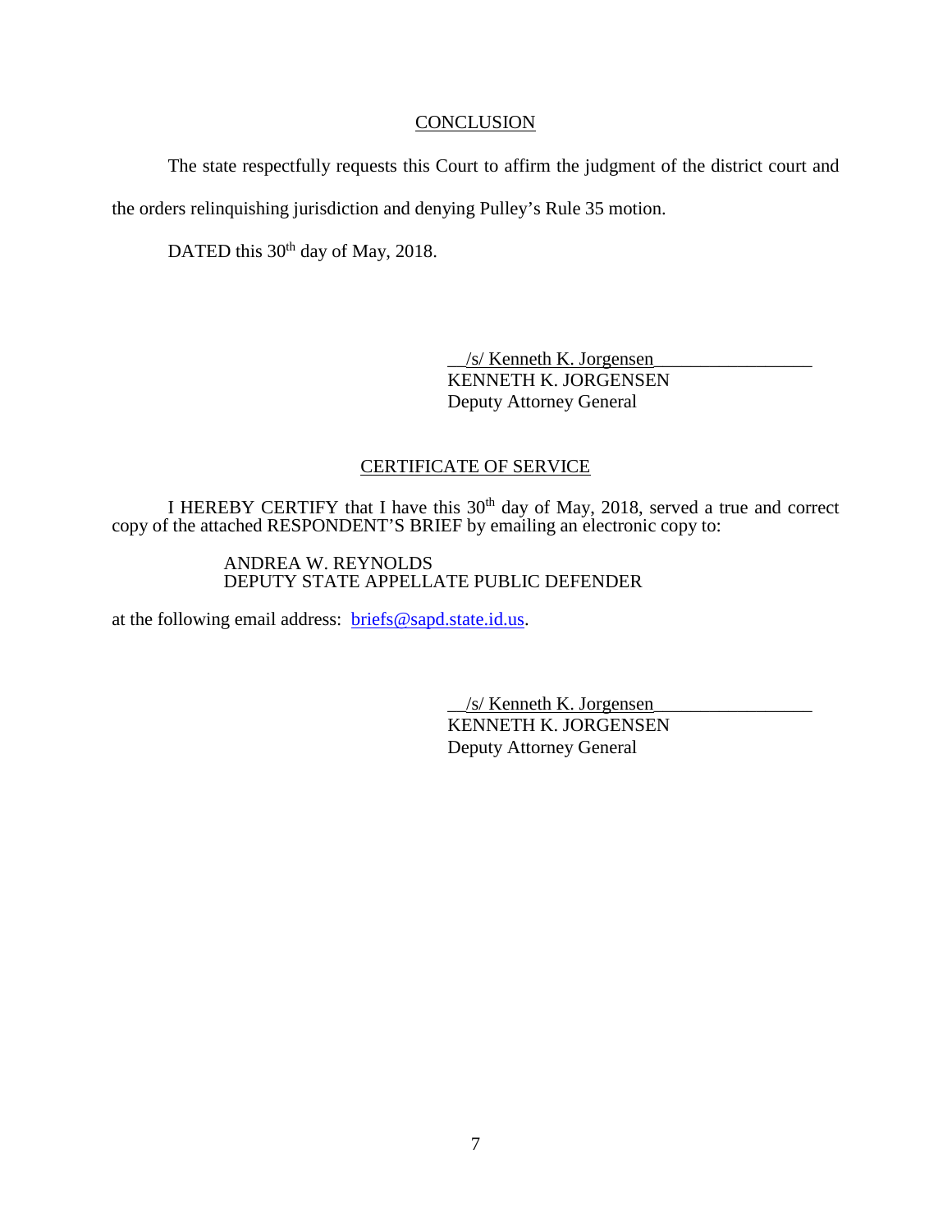## CONCLUSION

The state respectfully requests this Court to affirm the judgment of the district court and the orders relinquishing jurisdiction and denying Pulley's Rule 35 motion.

DATED this 30th day of May, 2018.

/s/ Kenneth K. Jorgensen
KENNETH K. JORGENSEN
Deputy Attorney General

## CERTIFICATE OF SERVICE

I HEREBY CERTIFY that I have this 30th day of May, 2018, served a true and correct copy of the attached RESPONDENT'S BRIEF by emailing an electronic copy to:

ANDREA W. REYNOLDS
DEPUTY STATE APPELLATE PUBLIC DEFENDER

at the following email address: briefs@sapd.state.id.us.

/s/ Kenneth K. Jorgensen
KENNETH K. JORGENSEN
Deputy Attorney General